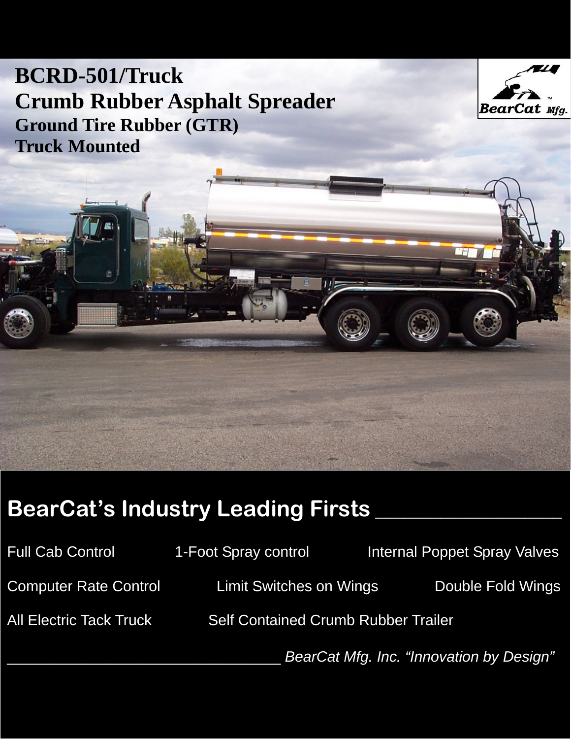# BCRD-501/Truck

# Crumb Rubber Asphalt Spreader

## Ground Tire Rubber (GTR)

## Truck Mounted

BearCat Mfg.

## BearCat's Industry Leading Firsts

- Full Cab Control
- 1-Foot Spray control
- Internal Poppet Spray Valves
- Computer Rate Control
- Limit Switches on Wings
- Double Fold Wings
- All Electric Tack Truck
- Self Contained Crumb Rubber Trailer

*BearCat Mfg. Inc. "Innovation by Design"*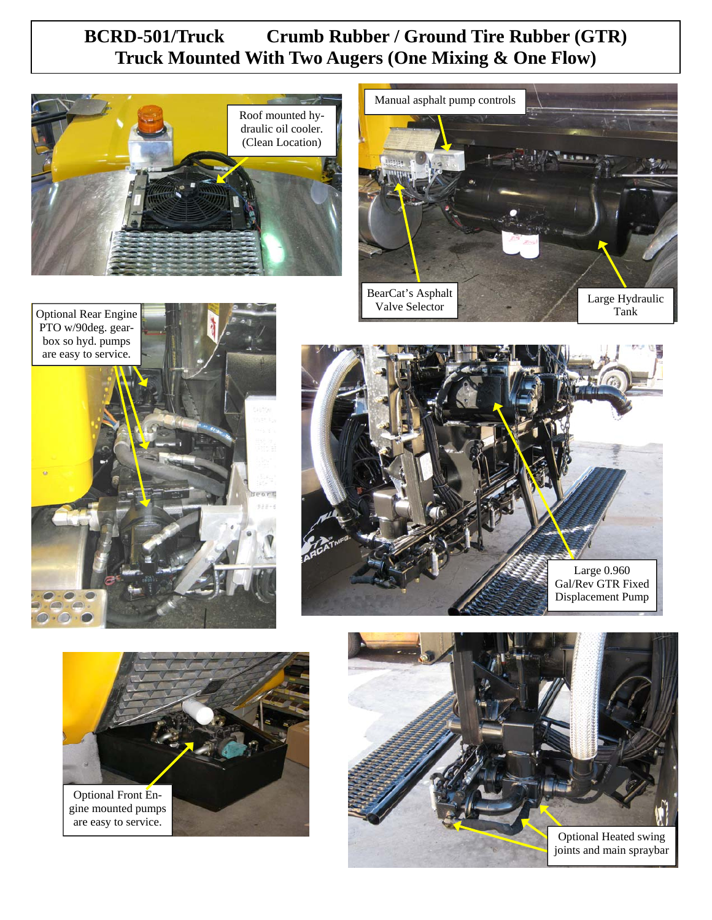# BCRD-501/Truck Crumb Rubber / Ground Tire Rubber (GTR) Truck Mounted With Two Augers (One Mixing & One Flow)

Roof mounted hydraulic oil cooler. (Clean Location)

Manual asphalt pump controls

BearCat's Asphalt Valve Selector

Large Hydraulic Tank

Optional Rear Engine PTO w/90deg. gearbox so hyd. pumps are easy to service.

Large 0.960 Gal/Rev GTR Fixed Displacement Pump

Optional Front Engine mounted pumps are easy to service.

Optional Heated swing joints and main spraybar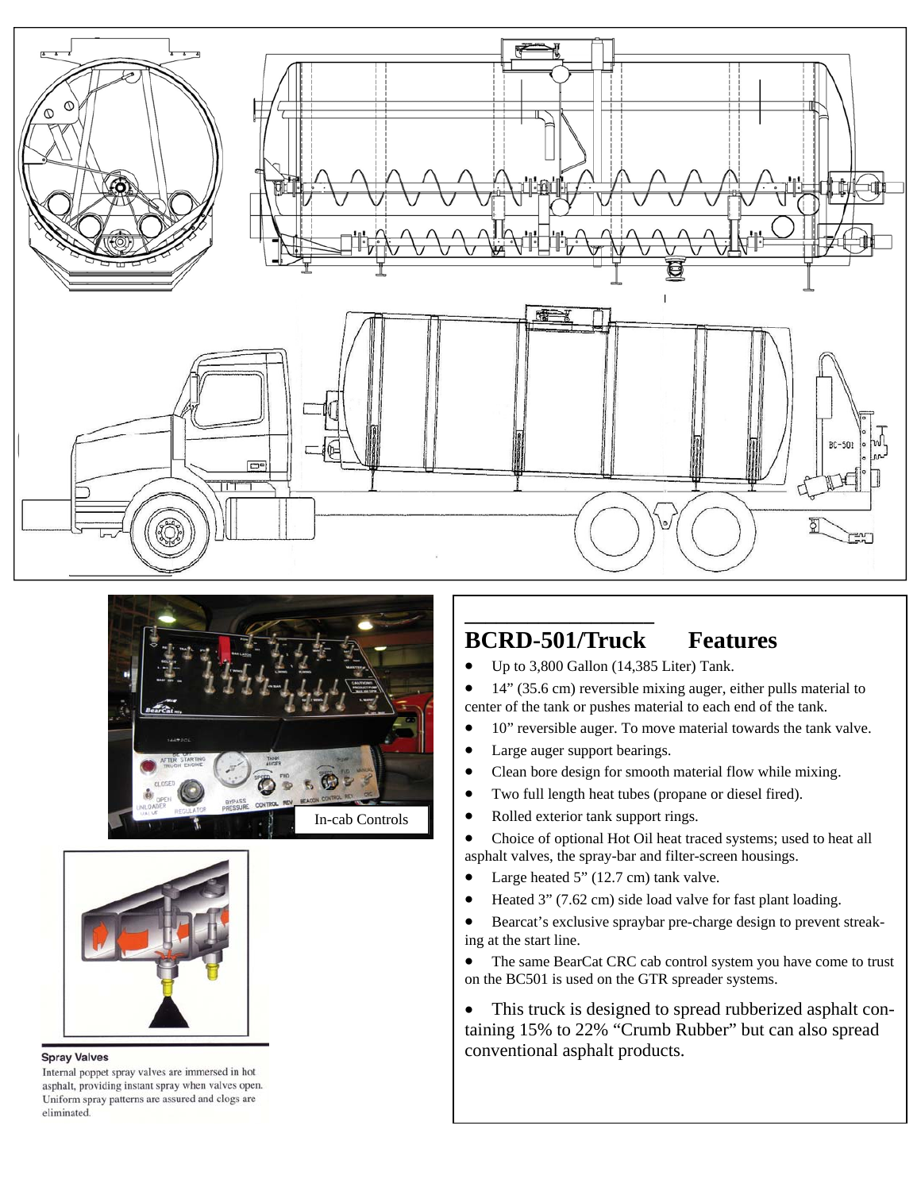In-cab Controls

**Spray Valves**

Internal poppet spray valves are immersed in hot asphalt, providing instant spray when valves open. Uniform spray patterns are assured and clogs are eliminated.

## BCRD-501/Truck Features

- Up to 3,800 Gallon (14,385 Liter) Tank.
- 14" (35.6 cm) reversible mixing auger, either pulls material to center of the tank or pushes material to each end of the tank.
- 10" reversible auger. To move material towards the tank valve.
- Large auger support bearings.
- Clean bore design for smooth material flow while mixing.
- Two full length heat tubes (propane or diesel fired).
- Rolled exterior tank support rings.
- Choice of optional Hot Oil heat traced systems; used to heat all asphalt valves, the spray-bar and filter-screen housings.
- Large heated 5" (12.7 cm) tank valve.
- Heated 3" (7.62 cm) side load valve for fast plant loading.
- Bearcat's exclusive spraybar pre-charge design to prevent streaking at the start line.
- The same BearCat CRC cab control system you have come to trust on the BC501 is used on the GTR spreader systems.
- This truck is designed to spread rubberized asphalt containing 15% to 22% "Crumb Rubber" but can also spread conventional asphalt products.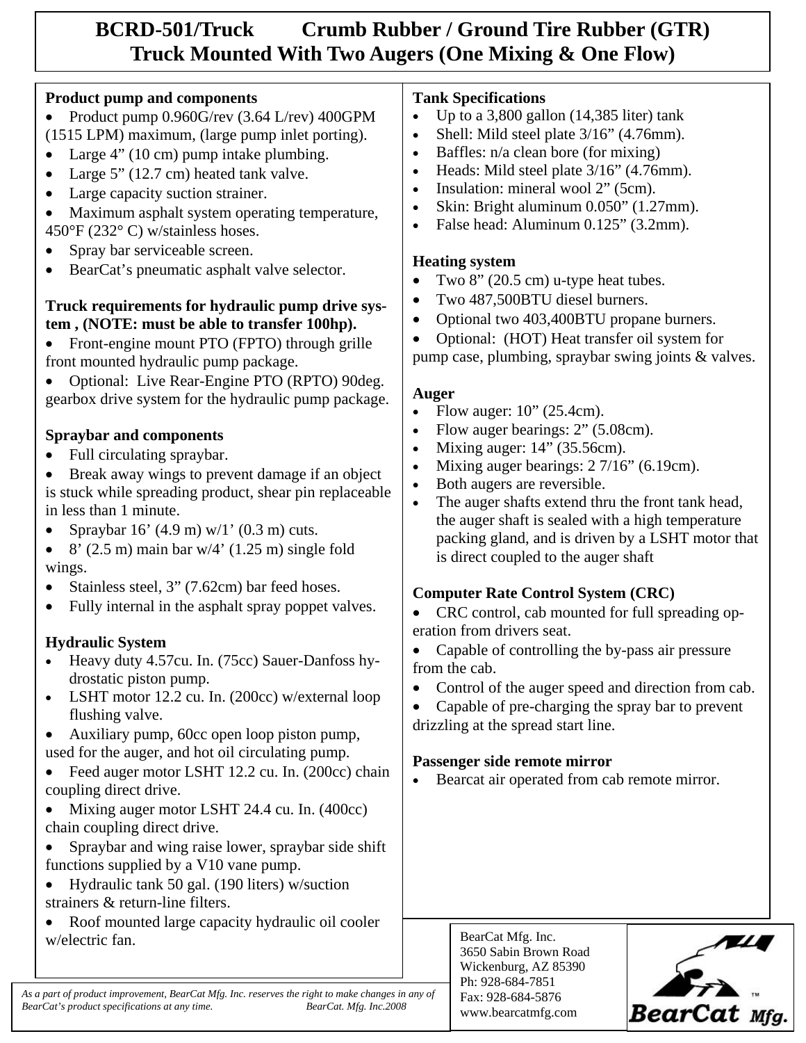# BCRD-501/Truck Crumb Rubber / Ground Tire Rubber (GTR) Truck Mounted With Two Augers (One Mixing & One Flow)

**Product pump and components**

- Product pump 0.960G/rev (3.64 L/rev) 400GPM (1515 LPM) maximum, (large pump inlet porting).
- Large 4" (10 cm) pump intake plumbing.
- Large 5" (12.7 cm) heated tank valve.
- Large capacity suction strainer.
- Maximum asphalt system operating temperature, 450°F (232° C) w/stainless hoses.
- Spray bar serviceable screen.
- BearCat's pneumatic asphalt valve selector.

**Truck requirements for hydraulic pump drive system , (NOTE: must be able to transfer 100hp).**

- Front-engine mount PTO (FPTO) through grille front mounted hydraulic pump package.
- Optional: Live Rear-Engine PTO (RPTO) 90deg. gearbox drive system for the hydraulic pump package.

**Spraybar and components**

- Full circulating spraybar.
- Break away wings to prevent damage if an object is stuck while spreading product, shear pin replaceable in less than 1 minute.
- Spraybar 16' (4.9 m) w/1' (0.3 m) cuts.
- 8' (2.5 m) main bar w/4' (1.25 m) single fold wings.
- Stainless steel, 3" (7.62cm) bar feed hoses.
- Fully internal in the asphalt spray poppet valves.

**Hydraulic System**

- Heavy duty 4.57cu. In. (75cc) Sauer-Danfoss hydrostatic piston pump.
- LSHT motor 12.2 cu. In. (200cc) w/external loop flushing valve.
- Auxiliary pump, 60cc open loop piston pump, used for the auger, and hot oil circulating pump.
- Feed auger motor LSHT 12.2 cu. In. (200cc) chain coupling direct drive.
- Mixing auger motor LSHT 24.4 cu. In. (400cc) chain coupling direct drive.
- Spraybar and wing raise lower, spraybar side shift functions supplied by a V10 vane pump.
- Hydraulic tank 50 gal. (190 liters) w/suction strainers & return-line filters.
- Roof mounted large capacity hydraulic oil cooler w/electric fan.

**Tank Specifications**

- Up to a 3,800 gallon (14,385 liter) tank
- Shell: Mild steel plate 3/16" (4.76mm).
- Baffles: n/a clean bore (for mixing)
- Heads: Mild steel plate 3/16" (4.76mm).
- Insulation: mineral wool 2" (5cm).
- Skin: Bright aluminum 0.050" (1.27mm).
- False head: Aluminum 0.125" (3.2mm).

**Heating system**

- Two 8" (20.5 cm) u-type heat tubes.
- Two 487,500BTU diesel burners.
- Optional two 403,400BTU propane burners.
- Optional: (HOT) Heat transfer oil system for pump case, plumbing, spraybar swing joints & valves.

**Auger**

- Flow auger: 10" (25.4cm).
- Flow auger bearings: 2" (5.08cm).
- Mixing auger: 14" (35.56cm).
- Mixing auger bearings: 2 7/16" (6.19cm).
- Both augers are reversible.
- The auger shafts extend thru the front tank head, the auger shaft is sealed with a high temperature packing gland, and is driven by a LSHT motor that is direct coupled to the auger shaft

**Computer Rate Control System (CRC)**

- CRC control, cab mounted for full spreading operation from drivers seat.
- Capable of controlling the by-pass air pressure from the cab.
- Control of the auger speed and direction from cab.
- Capable of pre-charging the spray bar to prevent drizzling at the spread start line.

**Passenger side remote mirror**

- Bearcat air operated from cab remote mirror.

*As a part of product improvement, BearCat Mfg. Inc. reserves the right to make changes in any of BearCat's product specifications at any time.* *BearCat. Mfg. Inc.2008*

BearCat Mfg. Inc.
3650 Sabin Brown Road
Wickenburg, AZ 85390
Ph: 928-684-7851
Fax: 928-684-5876
www.bearcatmfg.com

BearCat Mfg.™